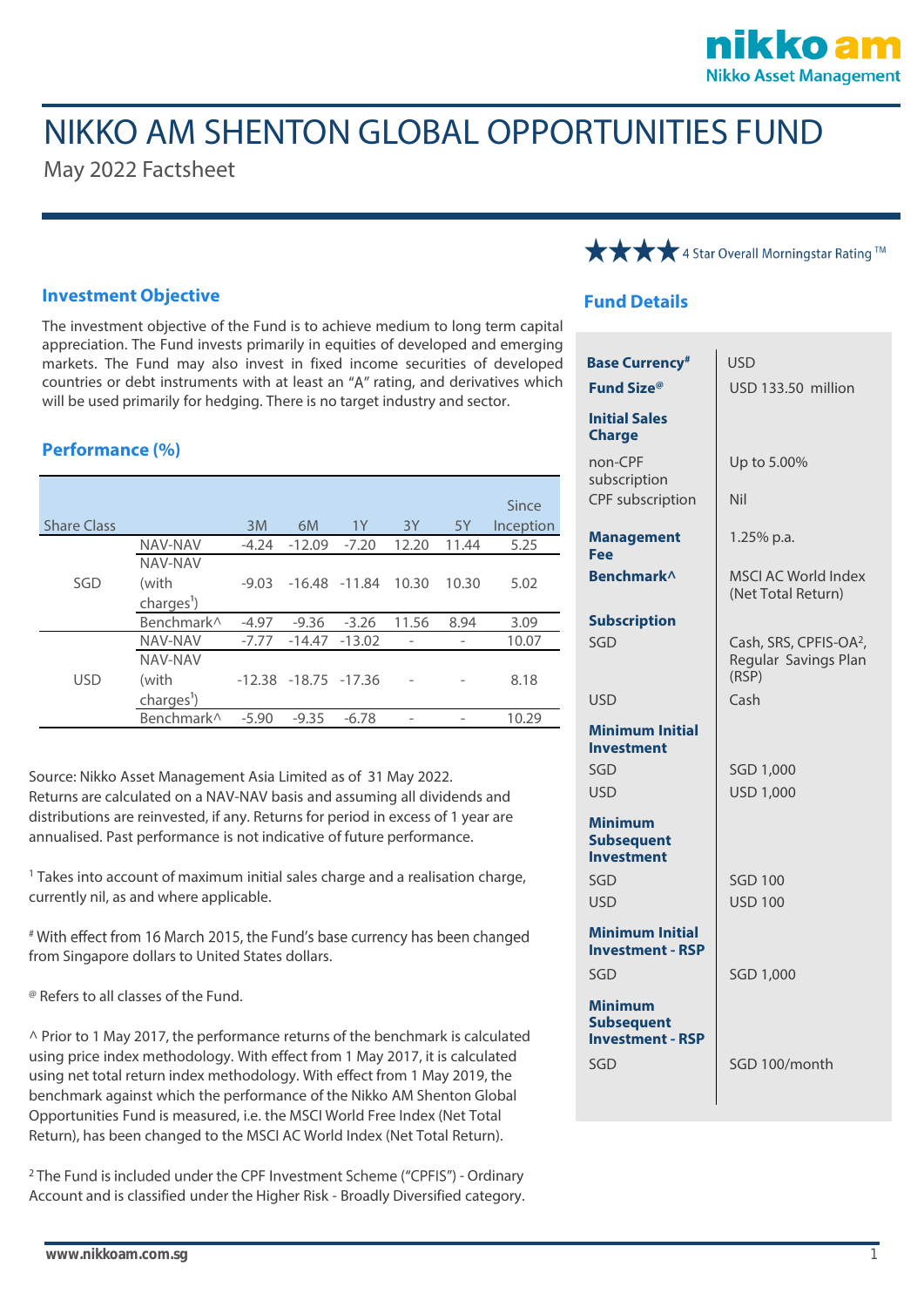# NIKKO AM SHENTON GLOBAL OPPORTUNITIES FUND

May 2022 Factsheet

★★★★ 4 Star Overall Morningstar Rating ™

## Investment Objective

The investment objective of the Fund is to achieve medium to long term capital appreciation. The Fund invests primarily in equities of developed and emerging markets. The Fund may also invest in fixed income securities of developed countries or debt instruments with at least an "A" rating, and derivatives which will be used primarily for hedging. There is no target industry and sector.

## Performance (%)

| Share Class | | 3M | 6M | 1Y | 3Y | 5Y | Since Inception |
|---|---|---|---|---|---|---|---|
| SGD | NAV-NAV | -4.24 | -12.09 | -7.20 | 12.20 | 11.44 | 5.25 |
| | NAV-NAV (with charges[1]) | -9.03 | -16.48 | -11.84 | 10.30 | 10.30 | 5.02 |
| | Benchmark^ | -4.97 | -9.36 | -3.26 | 11.56 | 8.94 | 3.09 |
| USD | NAV-NAV | -7.77 | -14.47 | -13.02 | - | - | 10.07 |
| | NAV-NAV (with charges[1]) | -12.38 | -18.75 | -17.36 | - | - | 8.18 |
| | Benchmark^ | -5.90 | -9.35 | -6.78 | - | - | 10.29 |

Source: Nikko Asset Management Asia Limited as of 31 May 2022. Returns are calculated on a NAV-NAV basis and assuming all dividends and distributions are reinvested, if any. Returns for period in excess of 1 year are annualised. Past performance is not indicative of future performance.

[1] Takes into account of maximum initial sales charge and a realisation charge, currently nil, as and where applicable.

[#] With effect from 16 March 2015, the Fund's base currency has been changed from Singapore dollars to United States dollars.

[@] Refers to all classes of the Fund.

^ Prior to 1 May 2017, the performance returns of the benchmark is calculated using price index methodology. With effect from 1 May 2017, it is calculated using net total return index methodology. With effect from 1 May 2019, the benchmark against which the performance of the Nikko AM Shenton Global Opportunities Fund is measured, i.e. the MSCI World Free Index (Net Total Return), has been changed to the MSCI AC World Index (Net Total Return).

[2] The Fund is included under the CPF Investment Scheme ("CPFIS") - Ordinary Account and is classified under the Higher Risk - Broadly Diversified category.

## Fund Details

| | |
|---|---|
| **Base Currency[#]** | USD |
| **Fund Size[@]** | USD 133.50 million |
| **Initial Sales Charge** | |
| non-CPF subscription | Up to 5.00% |
| CPF subscription | Nil |
| **Management Fee** | 1.25% p.a. |
| **Benchmark^** | MSCI AC World Index (Net Total Return) |
| **Subscription** | |
| SGD | Cash, SRS, CPFIS-OA[2], Regular Savings Plan (RSP) |
| USD | Cash |
| **Minimum Initial Investment** | |
| SGD | SGD 1,000 |
| USD | USD 1,000 |
| **Minimum Subsequent Investment** | |
| SGD | SGD 100 |
| USD | USD 100 |
| **Minimum Initial Investment - RSP** | |
| SGD | SGD 1,000 |
| **Minimum Subsequent Investment - RSP** | |
| SGD | SGD 100/month |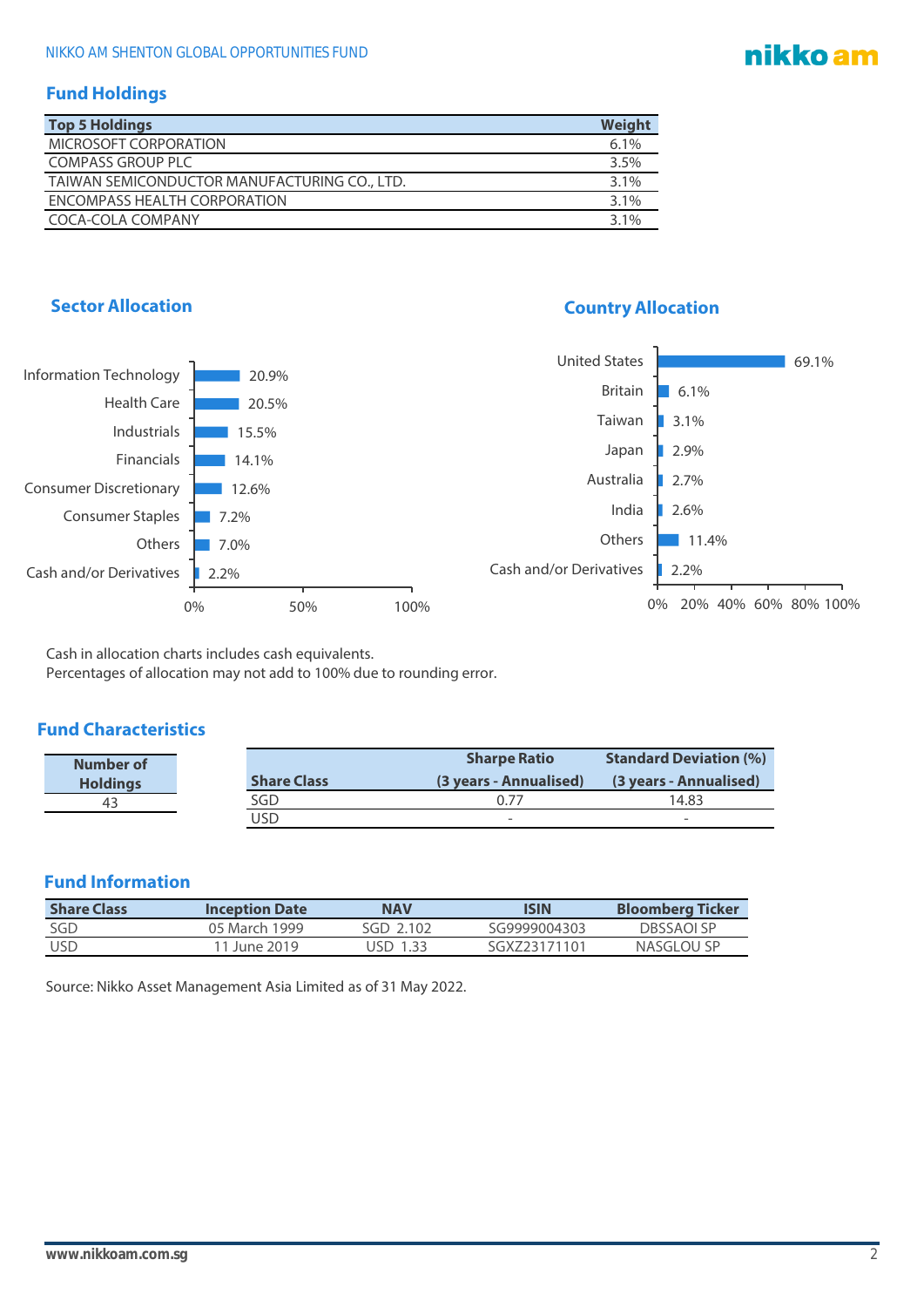## Fund Holdings

| Top 5 Holdings | Weight |
|---|---|
| MICROSOFT CORPORATION | 6.1% |
| COMPASS GROUP PLC | 3.5% |
| TAIWAN SEMICONDUCTOR MANUFACTURING CO., LTD. | 3.1% |
| ENCOMPASS HEALTH CORPORATION | 3.1% |
| COCA-COLA COMPANY | 3.1% |

## Sector Allocation

| Sector | Allocation |
|---|---|
| Information Technology | 20.9% |
| Health Care | 20.5% |
| Industrials | 15.5% |
| Financials | 14.1% |
| Consumer Discretionary | 12.6% |
| Consumer Staples | 7.2% |
| Others | 7.0% |
| Cash and/or Derivatives | 2.2% |

## Country Allocation

| Country | Allocation |
|---|---|
| United States | 69.1% |
| Britain | 6.1% |
| Taiwan | 3.1% |
| Japan | 2.9% |
| Australia | 2.7% |
| India | 2.6% |
| Others | 11.4% |
| Cash and/or Derivatives | 2.2% |

Cash in allocation charts includes cash equivalents.
Percentages of allocation may not add to 100% due to rounding error.

## Fund Characteristics

| Number of Holdings |
|---|
| 43 |

| Share Class | Sharpe Ratio (3 years - Annualised) | Standard Deviation (%) (3 years - Annualised) |
|---|---|---|
| SGD | 0.77 | 14.83 |
| USD | - | - |

## Fund Information

| Share Class | Inception Date | NAV | ISIN | Bloomberg Ticker |
|---|---|---|---|---|
| SGD | 05 March 1999 | SGD 2.102 | SG9999004303 | DBSSAOI SP |
| USD | 11 June 2019 | USD 1.33 | SGXZ23171101 | NASGLOU SP |

Source: Nikko Asset Management Asia Limited as of 31 May 2022.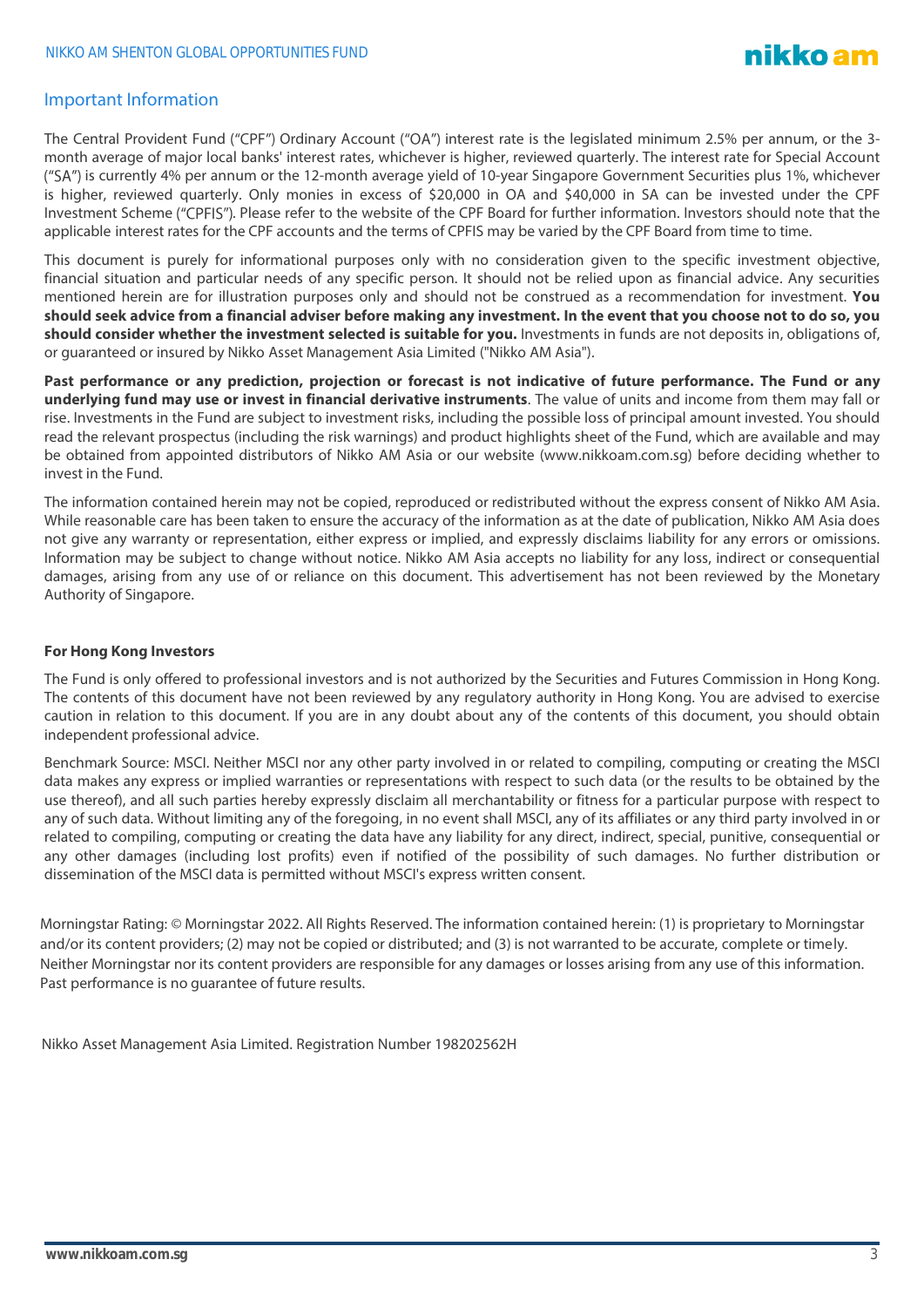## Important Information

The Central Provident Fund ("CPF") Ordinary Account ("OA") interest rate is the legislated minimum 2.5% per annum, or the 3-month average of major local banks' interest rates, whichever is higher, reviewed quarterly. The interest rate for Special Account ("SA") is currently 4% per annum or the 12-month average yield of 10-year Singapore Government Securities plus 1%, whichever is higher, reviewed quarterly. Only monies in excess of $20,000 in OA and $40,000 in SA can be invested under the CPF Investment Scheme ("CPFIS"). Please refer to the website of the CPF Board for further information. Investors should note that the applicable interest rates for the CPF accounts and the terms of CPFIS may be varied by the CPF Board from time to time.

This document is purely for informational purposes only with no consideration given to the specific investment objective, financial situation and particular needs of any specific person. It should not be relied upon as financial advice. Any securities mentioned herein are for illustration purposes only and should not be construed as a recommendation for investment. **You should seek advice from a financial adviser before making any investment. In the event that you choose not to do so, you should consider whether the investment selected is suitable for you.** Investments in funds are not deposits in, obligations of, or guaranteed or insured by Nikko Asset Management Asia Limited ("Nikko AM Asia").

**Past performance or any prediction, projection or forecast is not indicative of future performance. The Fund or any underlying fund may use or invest in financial derivative instruments**. The value of units and income from them may fall or rise. Investments in the Fund are subject to investment risks, including the possible loss of principal amount invested. You should read the relevant prospectus (including the risk warnings) and product highlights sheet of the Fund, which are available and may be obtained from appointed distributors of Nikko AM Asia or our website (www.nikkoam.com.sg) before deciding whether to invest in the Fund.

The information contained herein may not be copied, reproduced or redistributed without the express consent of Nikko AM Asia. While reasonable care has been taken to ensure the accuracy of the information as at the date of publication, Nikko AM Asia does not give any warranty or representation, either express or implied, and expressly disclaims liability for any errors or omissions. Information may be subject to change without notice. Nikko AM Asia accepts no liability for any loss, indirect or consequential damages, arising from any use of or reliance on this document. This advertisement has not been reviewed by the Monetary Authority of Singapore.

**For Hong Kong Investors**

The Fund is only offered to professional investors and is not authorized by the Securities and Futures Commission in Hong Kong. The contents of this document have not been reviewed by any regulatory authority in Hong Kong. You are advised to exercise caution in relation to this document. If you are in any doubt about any of the contents of this document, you should obtain independent professional advice.

Benchmark Source: MSCI. Neither MSCI nor any other party involved in or related to compiling, computing or creating the MSCI data makes any express or implied warranties or representations with respect to such data (or the results to be obtained by the use thereof), and all such parties hereby expressly disclaim all merchantability or fitness for a particular purpose with respect to any of such data. Without limiting any of the foregoing, in no event shall MSCI, any of its affiliates or any third party involved in or related to compiling, computing or creating the data have any liability for any direct, indirect, special, punitive, consequential or any other damages (including lost profits) even if notified of the possibility of such damages. No further distribution or dissemination of the MSCI data is permitted without MSCI's express written consent.

Morningstar Rating: © Morningstar 2022. All Rights Reserved. The information contained herein: (1) is proprietary to Morningstar and/or its content providers; (2) may not be copied or distributed; and (3) is not warranted to be accurate, complete or timely. Neither Morningstar nor its content providers are responsible for any damages or losses arising from any use of this information. Past performance is no guarantee of future results.

Nikko Asset Management Asia Limited. Registration Number 198202562H